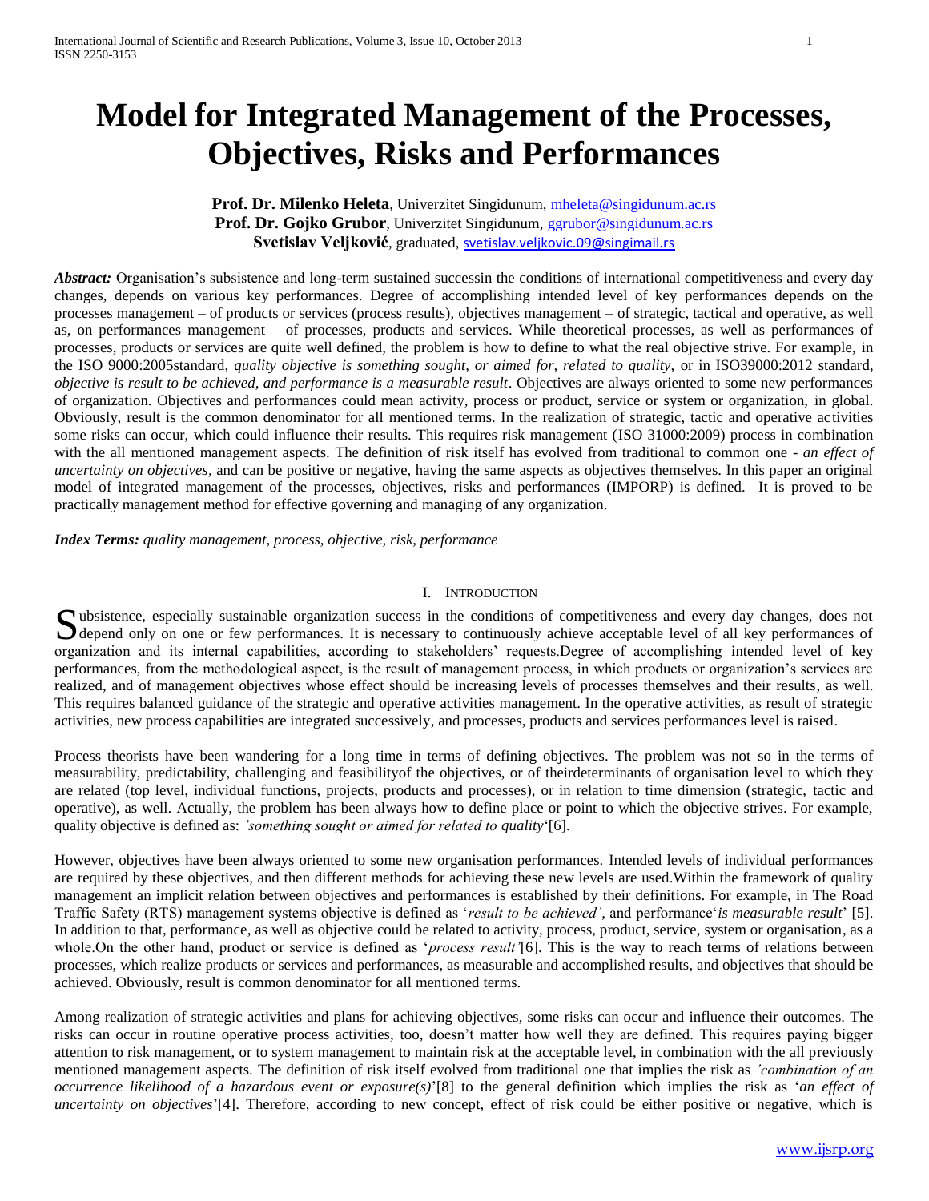# Model for Integrated Management of the Processes, Objectives, Risks and Performances

**Prof. Dr. Milenko Heleta**, Univerzitet Singidunum, mheleta@singidunum.ac.rs
**Prof. Dr. Gojko Grubor**, Univerzitet Singidunum, ggrubor@singidunum.ac.rs
**Svetislav Veljković**, graduated, svetislav.veljkovic.09@singimail.rs

***Abstract:*** Organisation's subsistence and long-term sustained successin the conditions of international competitiveness and every day changes, depends on various key performances. Degree of accomplishing intended level of key performances depends on the processes management – of products or services (process results), objectives management – of strategic, tactical and operative, as well as, on performances management – of processes, products and services. While theoretical processes, as well as performances of processes, products or services are quite well defined, the problem is how to define to what the real objective strive. For example, in the ISO 9000:2005standard, *quality objective is something sought, or aimed for, related to quality,* or in ISO39000:2012 standard, *objective is result to be achieved, and performance is a measurable result*. Objectives are always oriented to some new performances of organization. Objectives and performances could mean activity, process or product, service or system or organization, in global. Obviously, result is the common denominator for all mentioned terms. In the realization of strategic, tactic and operative activities some risks can occur, which could influence their results. This requires risk management (ISO 31000:2009) process in combination with the all mentioned management aspects. The definition of risk itself has evolved from traditional to common one - *an effect of uncertainty on objectives,* and can be positive or negative, having the same aspects as objectives themselves. In this paper an original model of integrated management of the processes, objectives, risks and performances (IMPORP) is defined. It is proved to be practically management method for effective governing and managing of any organization.

***Index Terms:*** *quality management, process, objective, risk, performance*

## I. Introduction

Subsistence, especially sustainable organization success in the conditions of competitiveness and every day changes, does not depend only on one or few performances. It is necessary to continuously achieve acceptable level of all key performances of organization and its internal capabilities, according to stakeholders' requests.Degree of accomplishing intended level of key performances, from the methodological aspect, is the result of management process, in which products or organization's services are realized, and of management objectives whose effect should be increasing levels of processes themselves and their results, as well. This requires balanced guidance of the strategic and operative activities management. In the operative activities, as result of strategic activities, new process capabilities are integrated successively, and processes, products and services performances level is raised.

Process theorists have been wandering for a long time in terms of defining objectives. The problem was not so in the terms of measurability, predictability, challenging and feasibilityof the objectives, or of theirdeterminants of organisation level to which they are related (top level, individual functions, projects, products and processes), or in relation to time dimension (strategic, tactic and operative), as well. Actually, the problem has been always how to define place or point to which the objective strives. For example, quality objective is defined as: *'something sought or aimed for related to quality*'[6].

However, objectives have been always oriented to some new organisation performances. Intended levels of individual performances are required by these objectives, and then different methods for achieving these new levels are used.Within the framework of quality management an implicit relation between objectives and performances is established by their definitions. For example, in The Road Traffic Safety (RTS) management systems objective is defined as '*result to be achieved'*, and performance'*is measurable result*' [5]. In addition to that, performance, as well as objective could be related to activity, process, product, service, system or organisation, as a whole.On the other hand, product or service is defined as '*process result'*[6]. This is the way to reach terms of relations between processes, which realize products or services and performances, as measurable and accomplished results, and objectives that should be achieved. Obviously, result is common denominator for all mentioned terms.

Among realization of strategic activities and plans for achieving objectives, some risks can occur and influence their outcomes. The risks can occur in routine operative process activities, too, doesn't matter how well they are defined. This requires paying bigger attention to risk management, or to system management to maintain risk at the acceptable level, in combination with the all previously mentioned management aspects. The definition of risk itself evolved from traditional one that implies the risk as *'combination of an occurrence likelihood of a hazardous event or exposure(s)*'[8] to the general definition which implies the risk as '*an effect of uncertainty on objectives*'[4]. Therefore, according to new concept, effect of risk could be either positive or negative, which is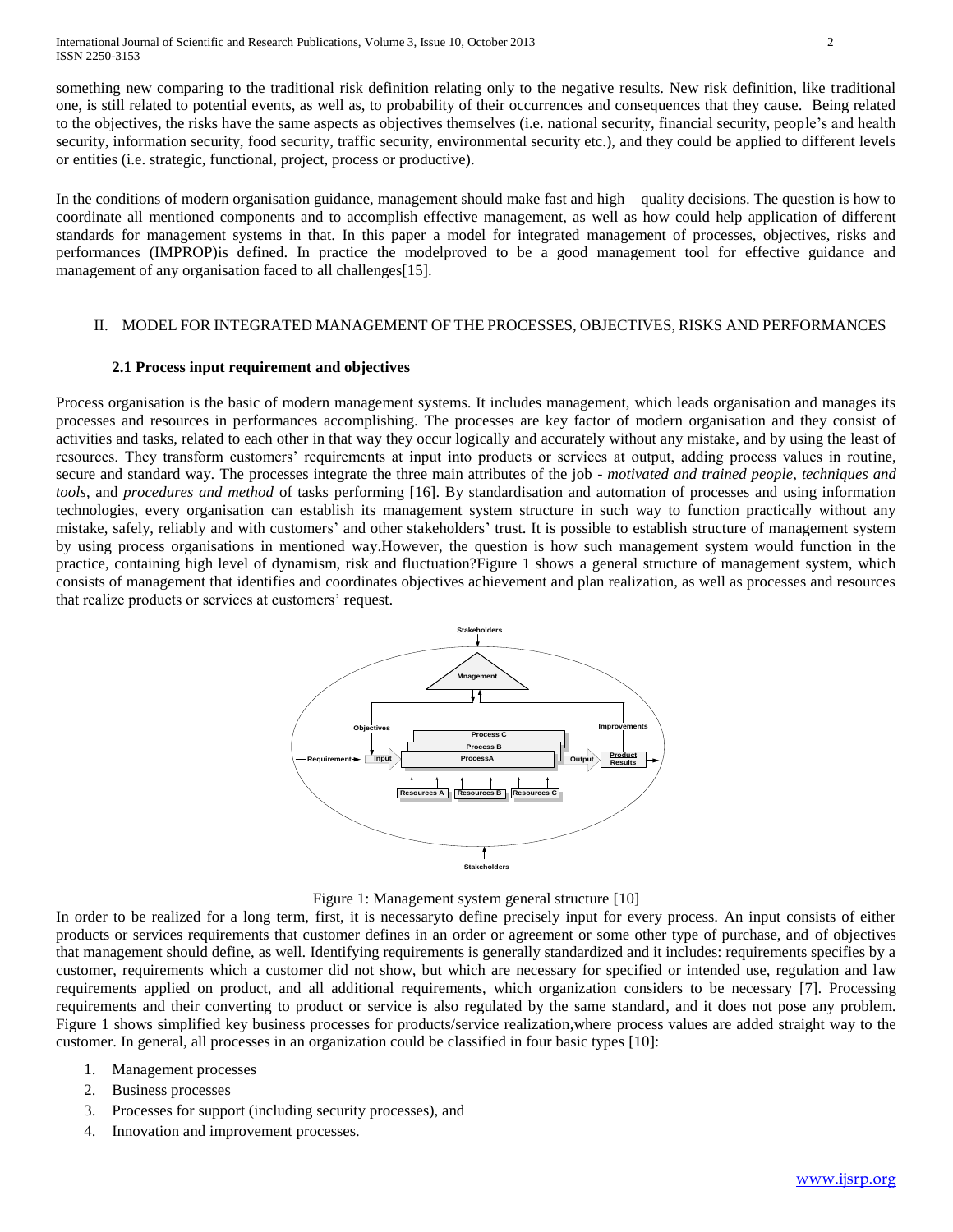something new comparing to the traditional risk definition relating only to the negative results. New risk definition, like traditional one, is still related to potential events, as well as, to probability of their occurrences and consequences that they cause. Being related to the objectives, the risks have the same aspects as objectives themselves (i.e. national security, financial security, people's and health security, information security, food security, traffic security, environmental security etc.), and they could be applied to different levels or entities (i.e. strategic, functional, project, process or productive).

In the conditions of modern organisation guidance, management should make fast and high – quality decisions. The question is how to coordinate all mentioned components and to accomplish effective management, as well as how could help application of different standards for management systems in that. In this paper a model for integrated management of processes, objectives, risks and performances (IMPROP)is defined. In practice the modelproved to be a good management tool for effective guidance and management of any organisation faced to all challenges[15].

## II. MODEL FOR INTEGRATED MANAGEMENT OF THE PROCESSES, OBJECTIVES, RISKS AND PERFORMANCES

### 2.1 Process input requirement and objectives

Process organisation is the basic of modern management systems. It includes management, which leads organisation and manages its processes and resources in performances accomplishing. The processes are key factor of modern organisation and they consist of activities and tasks, related to each other in that way they occur logically and accurately without any mistake, and by using the least of resources. They transform customers' requirements at input into products or services at output, adding process values in routine, secure and standard way. The processes integrate the three main attributes of the job - *motivated and trained people, techniques and tools*, and *procedures and method* of tasks performing [16]. By standardisation and automation of processes and using information technologies, every organisation can establish its management system structure in such way to function practically without any mistake, safely, reliably and with customers' and other stakeholders' trust. It is possible to establish structure of management system by using process organisations in mentioned way.However, the question is how such management system would function in the practice, containing high level of dynamism, risk and fluctuation?Figure 1 shows a general structure of management system, which consists of management that identifies and coordinates objectives achievement and plan realization, as well as processes and resources that realize products or services at customers' request.

Figure 1: Management system general structure [10]

In order to be realized for a long term, first, it is necessaryto define precisely input for every process. An input consists of either products or services requirements that customer defines in an order or agreement or some other type of purchase, and of objectives that management should define, as well. Identifying requirements is generally standardized and it includes: requirements specifies by a customer, requirements which a customer did not show, but which are necessary for specified or intended use, regulation and law requirements applied on product, and all additional requirements, which organization considers to be necessary [7]. Processing requirements and their converting to product or service is also regulated by the same standard, and it does not pose any problem. Figure 1 shows simplified key business processes for products/service realization,where process values are added straight way to the customer. In general, all processes in an organization could be classified in four basic types [10]:

1. Management processes
2. Business processes
3. Processes for support (including security processes), and
4. Innovation and improvement processes.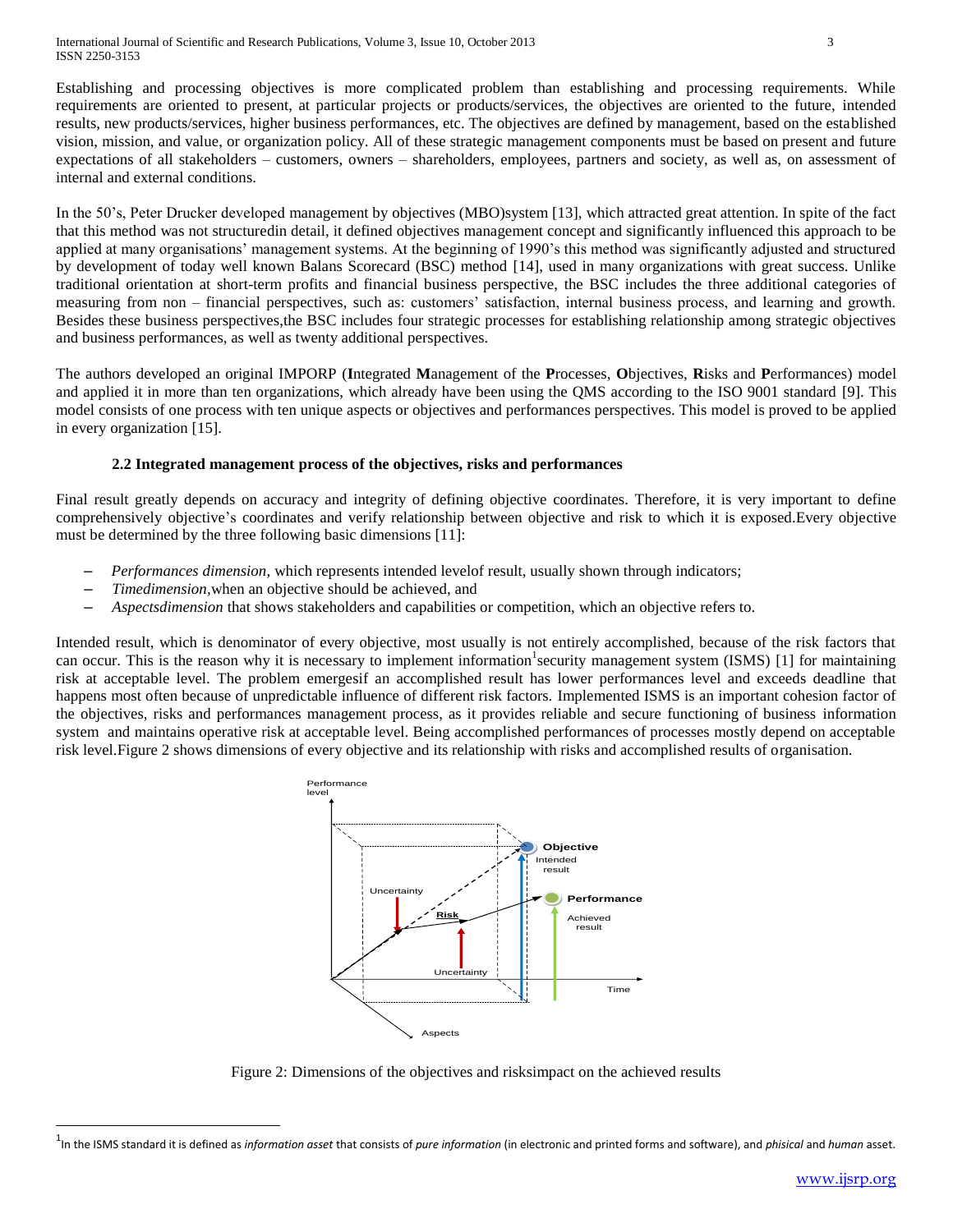Establishing and processing objectives is more complicated problem than establishing and processing requirements. While requirements are oriented to present, at particular projects or products/services, the objectives are oriented to the future, intended results, new products/services, higher business performances, etc. The objectives are defined by management, based on the established vision, mission, and value, or organization policy. All of these strategic management components must be based on present and future expectations of all stakeholders – customers, owners – shareholders, employees, partners and society, as well as, on assessment of internal and external conditions.

In the 50's, Peter Drucker developed management by objectives (MBO)system [13], which attracted great attention. In spite of the fact that this method was not structuredin detail, it defined objectives management concept and significantly influenced this approach to be applied at many organisations' management systems. At the beginning of 1990's this method was significantly adjusted and structured by development of today well known Balans Scorecard (BSC) method [14], used in many organizations with great success. Unlike traditional orientation at short-term profits and financial business perspective, the BSC includes the three additional categories of measuring from non – financial perspectives, such as: customers' satisfaction, internal business process, and learning and growth. Besides these business perspectives,the BSC includes four strategic processes for establishing relationship among strategic objectives and business performances, as well as twenty additional perspectives.

The authors developed an original IMPORP (**I**ntegrated **M**anagement of the **P**rocesses, **O**bjectives, **R**isks and **P**erformances) model and applied it in more than ten organizations, which already have been using the QMS according to the ISO 9001 standard [9]. This model consists of one process with ten unique aspects or objectives and performances perspectives. This model is proved to be applied in every organization [15].

### 2.2 Integrated management process of the objectives, risks and performances

Final result greatly depends on accuracy and integrity of defining objective coordinates. Therefore, it is very important to define comprehensively objective's coordinates and verify relationship between objective and risk to which it is exposed.Every objective must be determined by the three following basic dimensions [11]:

- *Performances dimension*, which represents intended levelof result, usually shown through indicators;
- *Timedimension*,when an objective should be achieved, and
- *Aspectsdimension* that shows stakeholders and capabilities or competition, which an objective refers to.

Intended result, which is denominator of every objective, most usually is not entirely accomplished, because of the risk factors that can occur. This is the reason why it is necessary to implement information[1]security management system (ISMS) [1] for maintaining risk at acceptable level. The problem emergesif an accomplished result has lower performances level and exceeds deadline that happens most often because of unpredictable influence of different risk factors. Implemented ISMS is an important cohesion factor of the objectives, risks and performances management process, as it provides reliable and secure functioning of business information system and maintains operative risk at acceptable level. Being accomplished performances of processes mostly depend on acceptable risk level.Figure 2 shows dimensions of every objective and its relationship with risks and accomplished results of organisation.

Figure 2: Dimensions of the objectives and risksimpact on the achieved results

[1] In the ISMS standard it is defined as *information asset* that consists of *pure information* (in electronic and printed forms and software), and *phisical* and *human* asset.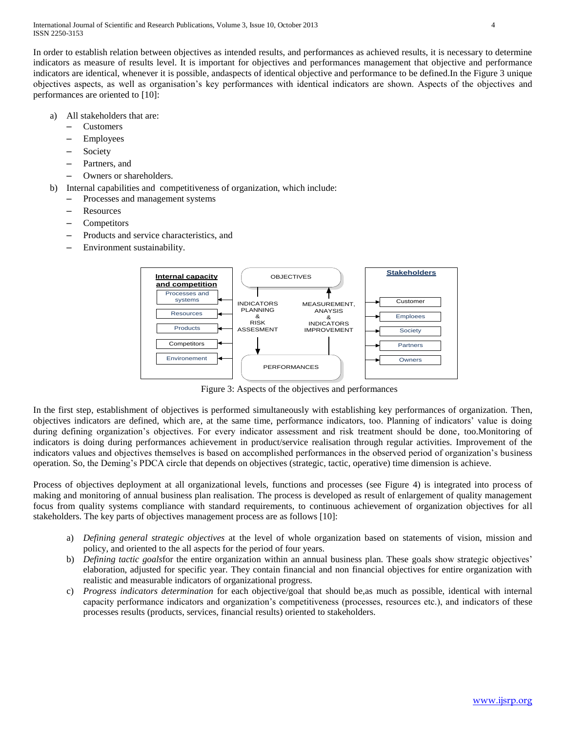In order to establish relation between objectives as intended results, and performances as achieved results, it is necessary to determine indicators as measure of results level. It is important for objectives and performances management that objective and performance indicators are identical, whenever it is possible, andaspects of identical objective and performance to be defined.In the Figure 3 unique objectives aspects, as well as organisation's key performances with identical indicators are shown. Aspects of the objectives and performances are oriented to [10]:

a) All stakeholders that are:
   - Customers
   - Employees
   - Society
   - Partners, and
   - Owners or shareholders.
b) Internal capabilities and competitiveness of organization, which include:
   - Processes and management systems
   - Resources
   - Competitors
   - Products and service characteristics, and
   - Environment sustainability.

| Internal capacity and competition | OBJECTIVES / PERFORMANCES | Stakeholders |
| --- | --- | --- |
| Processes and systems | INDICATORS PLANNING & RISK ASSESMENT (Objectives → Performances) | Customer |
| Resources | MEASUREMENT, ANAYSIS & INDICATORS IMPROVEMENT (Performances → Objectives) | Emploees |
| Products | | Society |
| Competitors | | Partners |
| Environement | | Owners |

Figure 3: Aspects of the objectives and performances

In the first step, establishment of objectives is performed simultaneously with establishing key performances of organization. Then, objectives indicators are defined, which are, at the same time, performance indicators, too. Planning of indicators' value is doing during defining organization's objectives. For every indicator assessment and risk treatment should be done, too.Monitoring of indicators is doing during performances achievement in product/service realisation through regular activities. Improvement of the indicators values and objectives themselves is based on accomplished performances in the observed period of organization's business operation. So, the Deming's PDCA circle that depends on objectives (strategic, tactic, operative) time dimension is achieve.

Process of objectives deployment at all organizational levels, functions and processes (see Figure 4) is integrated into process of making and monitoring of annual business plan realisation. The process is developed as result of enlargement of quality management focus from quality systems compliance with standard requirements, to continuous achievement of organization objectives for all stakeholders. The key parts of objectives management process are as follows [10]:

a) *Defining general strategic objectives* at the level of whole organization based on statements of vision, mission and policy, and oriented to the all aspects for the period of four years.
b) *Defining tactic goals*for the entire organization within an annual business plan. These goals show strategic objectives' elaboration, adjusted for specific year. They contain financial and non financial objectives for entire organization with realistic and measurable indicators of organizational progress.
c) *Progress indicators determination* for each objective/goal that should be,as much as possible, identical with internal capacity performance indicators and organization's competitiveness (processes, resources etc.), and indicators of these processes results (products, services, financial results) oriented to stakeholders.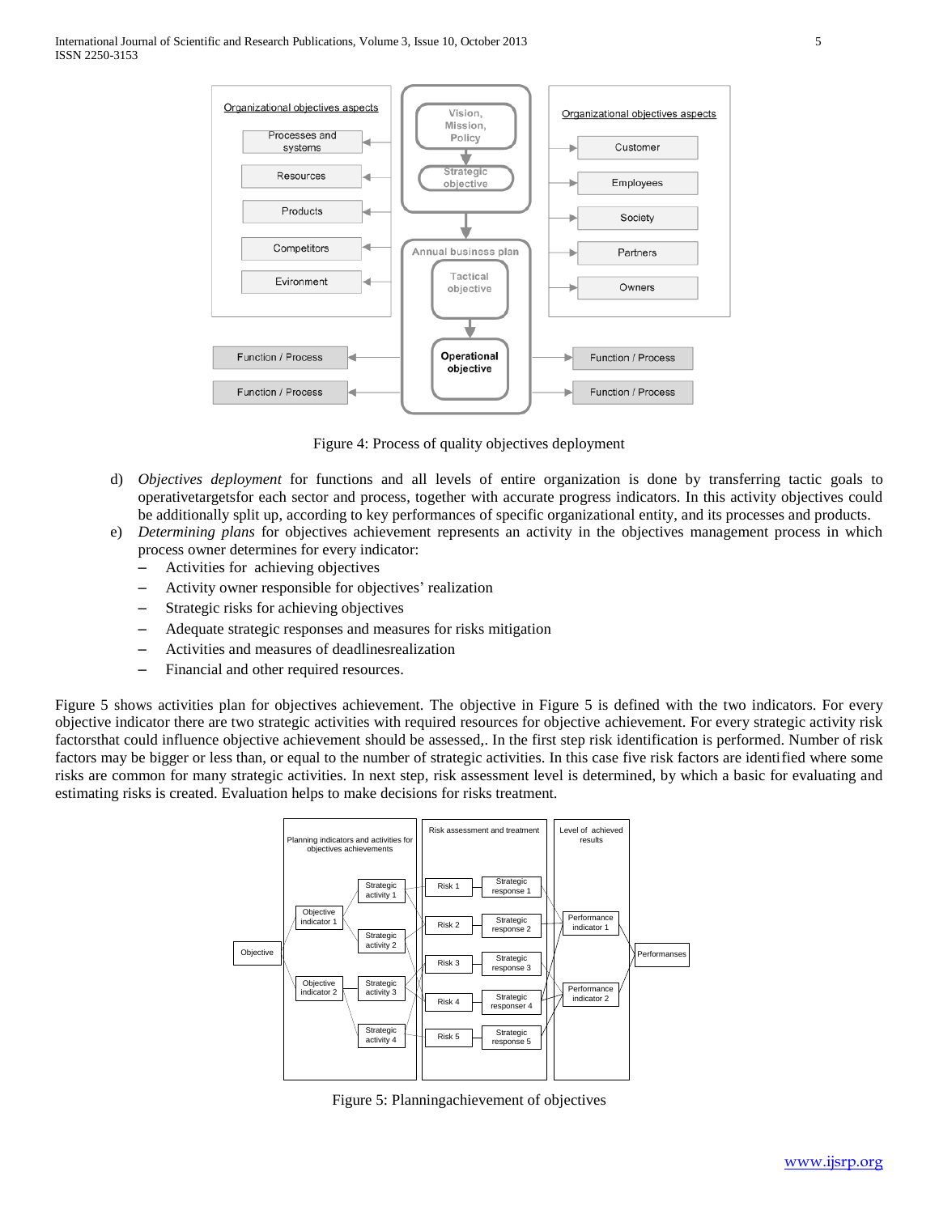Figure 4: Process of quality objectives deployment

d) *Objectives deployment* for functions and all levels of entire organization is done by transferring tactic goals to operativetargetsfor each sector and process, together with accurate progress indicators. In this activity objectives could be additionally split up, according to key performances of specific organizational entity, and its processes and products.

e) *Determining plans* for objectives achievement represents an activity in the objectives management process in which process owner determines for every indicator:
   - Activities for achieving objectives
   - Activity owner responsible for objectives' realization
   - Strategic risks for achieving objectives
   - Adequate strategic responses and measures for risks mitigation
   - Activities and measures of deadlinesrealization
   - Financial and other required resources.

Figure 5 shows activities plan for objectives achievement. The objective in Figure 5 is defined with the two indicators. For every objective indicator there are two strategic activities with required resources for objective achievement. For every strategic activity risk factorsthat could influence objective achievement should be assessed,. In the first step risk identification is performed. Number of risk factors may be bigger or less than, or equal to the number of strategic activities. In this case five risk factors are identified where some risks are common for many strategic activities. In next step, risk assessment level is determined, by which a basic for evaluating and estimating risks is created. Evaluation helps to make decisions for risks treatment.

Figure 5: Planningachievement of objectives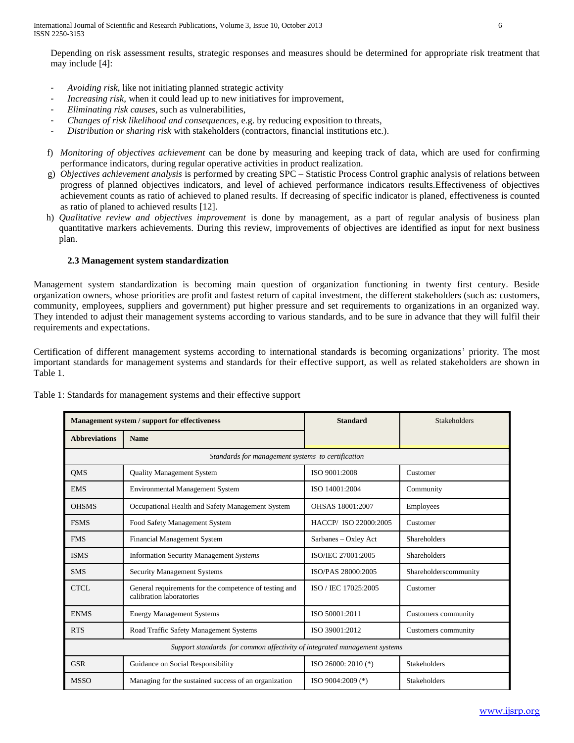Depending on risk assessment results, strategic responses and measures should be determined for appropriate risk treatment that may include [4]:

- *Avoiding risk*, like not initiating planned strategic activity
- *Increasing risk*, when it could lead up to new initiatives for improvement,
- *Eliminating risk causes*, such as vulnerabilities,
- *Changes of risk likelihood and consequences*, e.g. by reducing exposition to threats,
- *Distribution or sharing risk* with stakeholders (contractors, financial institutions etc.).

f) *Monitoring of objectives achievement* can be done by measuring and keeping track of data, which are used for confirming performance indicators, during regular operative activities in product realization.

g) *Objectives achievement analysis* is performed by creating SPC – Statistic Process Control graphic analysis of relations between progress of planned objectives indicators, and level of achieved performance indicators results.Effectiveness of objectives achievement counts as ratio of achieved to planed results. If decreasing of specific indicator is planed, effectiveness is counted as ratio of planed to achieved results [12].

h) *Qualitative review and objectives improvement* is done by management, as a part of regular analysis of business plan quantitative markers achievements. During this review, improvements of objectives are identified as input for next business plan.

### 2.3 Management system standardization

Management system standardization is becoming main question of organization functioning in twenty first century. Beside organization owners, whose priorities are profit and fastest return of capital investment, the different stakeholders (such as: customers, community, employees, suppliers and government) put higher pressure and set requirements to organizations in an organized way. They intended to adjust their management systems according to various standards, and to be sure in advance that they will fulfil their requirements and expectations.

Certification of different management systems according to international standards is becoming organizations' priority. The most important standards for management systems and standards for their effective support, as well as related stakeholders are shown in Table 1.

Table 1: Standards for management systems and their effective support

| **Management system / support for effectiveness** | | **Standard** | Stakeholders |
|---|---|---|---|
| **Abbreviations** | **Name** | | |
| *Standards for management systems to certification* | | | |
| QMS | Quality Management System | ISO 9001:2008 | Customer |
| EMS | Environmental Management System | ISO 14001:2004 | Community |
| OHSMS | Occupational Health and Safety Management System | OHSAS 18001:2007 | Employees |
| FSMS | Food Safety Management System | HACCP/ ISO 22000:2005 | Customer |
| FMS | Financial Management System | Sarbanes – Oxley Act | Shareholders |
| ISMS | Information Security Management *Systems* | ISO/IEC 27001:2005 | Shareholders |
| SMS | Security Management Systems | ISO/PAS 28000:2005 | Shareholderscommunity |
| CTCL | General requirements for the competence of testing and calibration laboratories | ISO / IEC 17025:2005 | Customer |
| ENMS | Energy Management Systems | ISO 50001:2011 | Customers community |
| RTS | Road Traffic Safety Management Systems | ISO 39001:2012 | Customers community |
| *Support standards for common affectivity of integrated management systems* | | | |
| GSR | Guidance on Social Responsibility | ISO 26000: 2010 (*) | Stakeholders |
| MSSO | Managing for the sustained success of an organization | ISO 9004:2009 (*) | Stakeholders |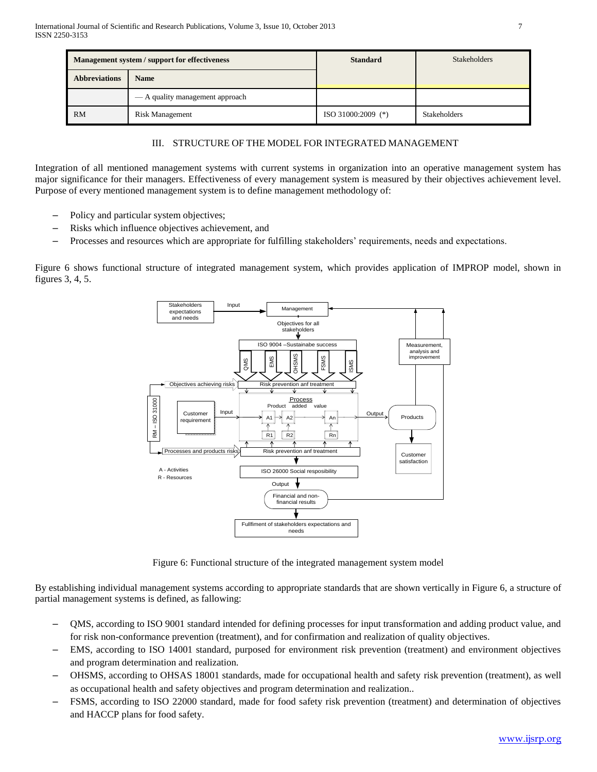| Management system / support for effectiveness | | Standard | Stakeholders |
|---|---|---|---|
| **Abbreviations** | **Name** | | |
| | — A quality management approach | | |
| RM | Risk Management | ISO 31000:2009 (*) | Stakeholders |

## III. STRUCTURE OF THE MODEL FOR INTEGRATED MANAGEMENT

Integration of all mentioned management systems with current systems in organization into an operative management system has major significance for their managers. Effectiveness of every management system is measured by their objectives achievement level. Purpose of every mentioned management system is to define management methodology of:

- Policy and particular system objectives;
- Risks which influence objectives achievement, and
- Processes and resources which are appropriate for fulfilling stakeholders' requirements, needs and expectations.

Figure 6 shows functional structure of integrated management system, which provides application of IMPROP model, shown in figures 3, 4, 5.

Figure 6: Functional structure of the integrated management system model

By establishing individual management systems according to appropriate standards that are shown vertically in Figure 6, a structure of partial management systems is defined, as fallowing:

- QMS, according to ISO 9001 standard intended for defining processes for input transformation and adding product value, and for risk non-conformance prevention (treatment), and for confirmation and realization of quality objectives.
- EMS, according to ISO 14001 standard, purposed for environment risk prevention (treatment) and environment objectives and program determination and realization.
- OHSMS, according to OHSAS 18001 standards, made for occupational health and safety risk prevention (treatment), as well as occupational health and safety objectives and program determination and realization..
- FSMS, according to ISO 22000 standard, made for food safety risk prevention (treatment) and determination of objectives and HACCP plans for food safety.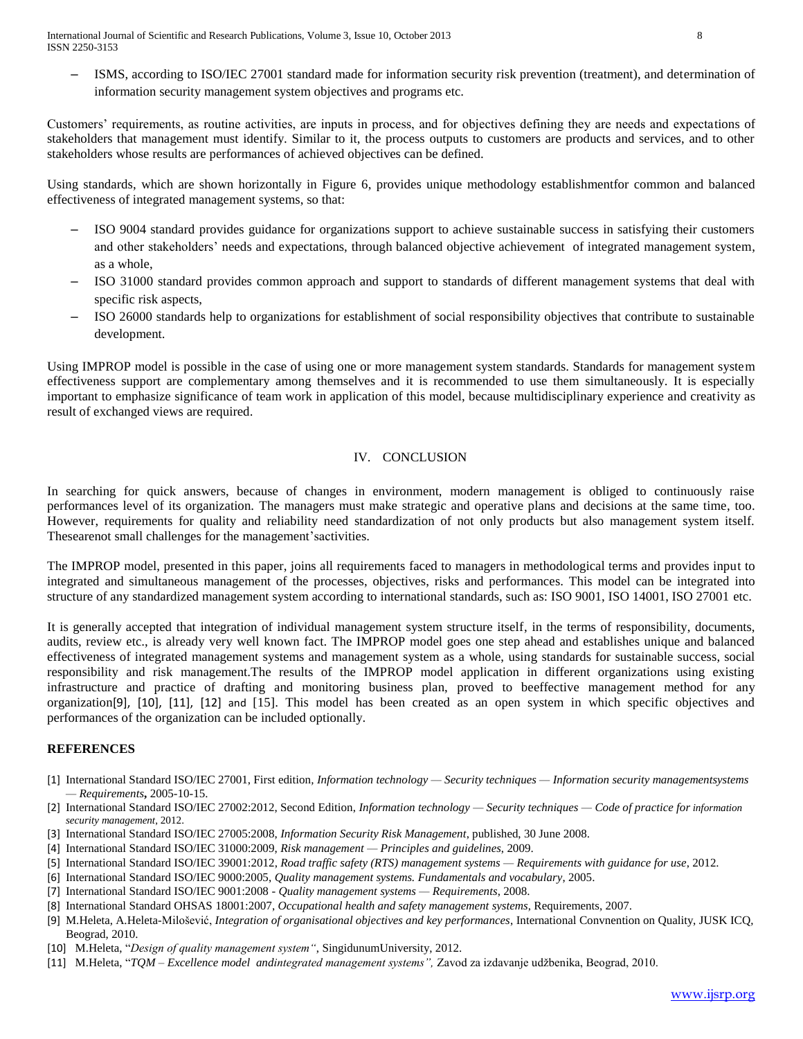- ISMS, according to ISO/IEC 27001 standard made for information security risk prevention (treatment), and determination of information security management system objectives and programs etc.

Customers' requirements, as routine activities, are inputs in process, and for objectives defining they are needs and expectations of stakeholders that management must identify. Similar to it, the process outputs to customers are products and services, and to other stakeholders whose results are performances of achieved objectives can be defined.

Using standards, which are shown horizontally in Figure 6, provides unique methodology establishmentfor common and balanced effectiveness of integrated management systems, so that:

- ISO 9004 standard provides guidance for organizations support to achieve sustainable success in satisfying their customers and other stakeholders' needs and expectations, through balanced objective achievement of integrated management system, as a whole,
- ISO 31000 standard provides common approach and support to standards of different management systems that deal with specific risk aspects,
- ISO 26000 standards help to organizations for establishment of social responsibility objectives that contribute to sustainable development.

Using IMPROP model is possible in the case of using one or more management system standards. Standards for management system effectiveness support are complementary among themselves and it is recommended to use them simultaneously. It is especially important to emphasize significance of team work in application of this model, because multidisciplinary experience and creativity as result of exchanged views are required.

## IV. CONCLUSION

In searching for quick answers, because of changes in environment, modern management is obliged to continuously raise performances level of its organization. The managers must make strategic and operative plans and decisions at the same time, too. However, requirements for quality and reliability need standardization of not only products but also management system itself. Thesearenot small challenges for the management'sactivities.

The IMPROP model, presented in this paper, joins all requirements faced to managers in methodological terms and provides input to integrated and simultaneous management of the processes, objectives, risks and performances. This model can be integrated into structure of any standardized management system according to international standards, such as: ISO 9001, ISO 14001, ISO 27001 etc.

It is generally accepted that integration of individual management system structure itself, in the terms of responsibility, documents, audits, review etc., is already very well known fact. The IMPROP model goes one step ahead and establishes unique and balanced effectiveness of integrated management systems and management system as a whole, using standards for sustainable success, social responsibility and risk management.The results of the IMPROP model application in different organizations using existing infrastructure and practice of drafting and monitoring business plan, proved to beeffective management method for any organization[9], [10], [11], [12] and [15]. This model has been created as an open system in which specific objectives and performances of the organization can be included optionally.

## REFERENCES

[1] International Standard ISO/IEC 27001, First edition, *Information technology — Security techniques — Information security managementsystems — Requirements***,** 2005-10-15.

[2] International Standard ISO/IEC 27002:2012, Second Edition, *Information technology — Security techniques — Code of practice for information security management*, 2012.

[3] International Standard ISO/IEC 27005:2008, *Information Security Risk Management*, published, 30 June 2008.

[4] International Standard ISO/IEC 31000:2009, *Risk management — Principles and guidelines*, 2009.

[5] International Standard ISO/IEC 39001:2012, *Road traffic safety (RTS) management systems — Requirements with guidance for use*, 2012.

[6] International Standard ISO/IEC 9000:2005, *Quality management systems. Fundamentals and vocabulary*, 2005.

[7] International Standard ISO/IEC 9001:2008 - *Quality management systems — Requirements*, 2008.

[8] International Standard OHSAS 18001:2007, *Occupational health and safety management systems*, Requirements, 2007.

[9] M.Heleta, A.Heleta-Milošević, *Integration of organisational objectives and key performances*, International Convnention on Quality, JUSK ICQ, Beograd, 2010.

[10] M.Heleta, "*Design of quality management system"*, SingidunumUniversity, 2012.

[11] M.Heleta, "*TQM – Excellence model andintegrated management systems",* Zavod za izdavanje udžbenika, Beograd, 2010.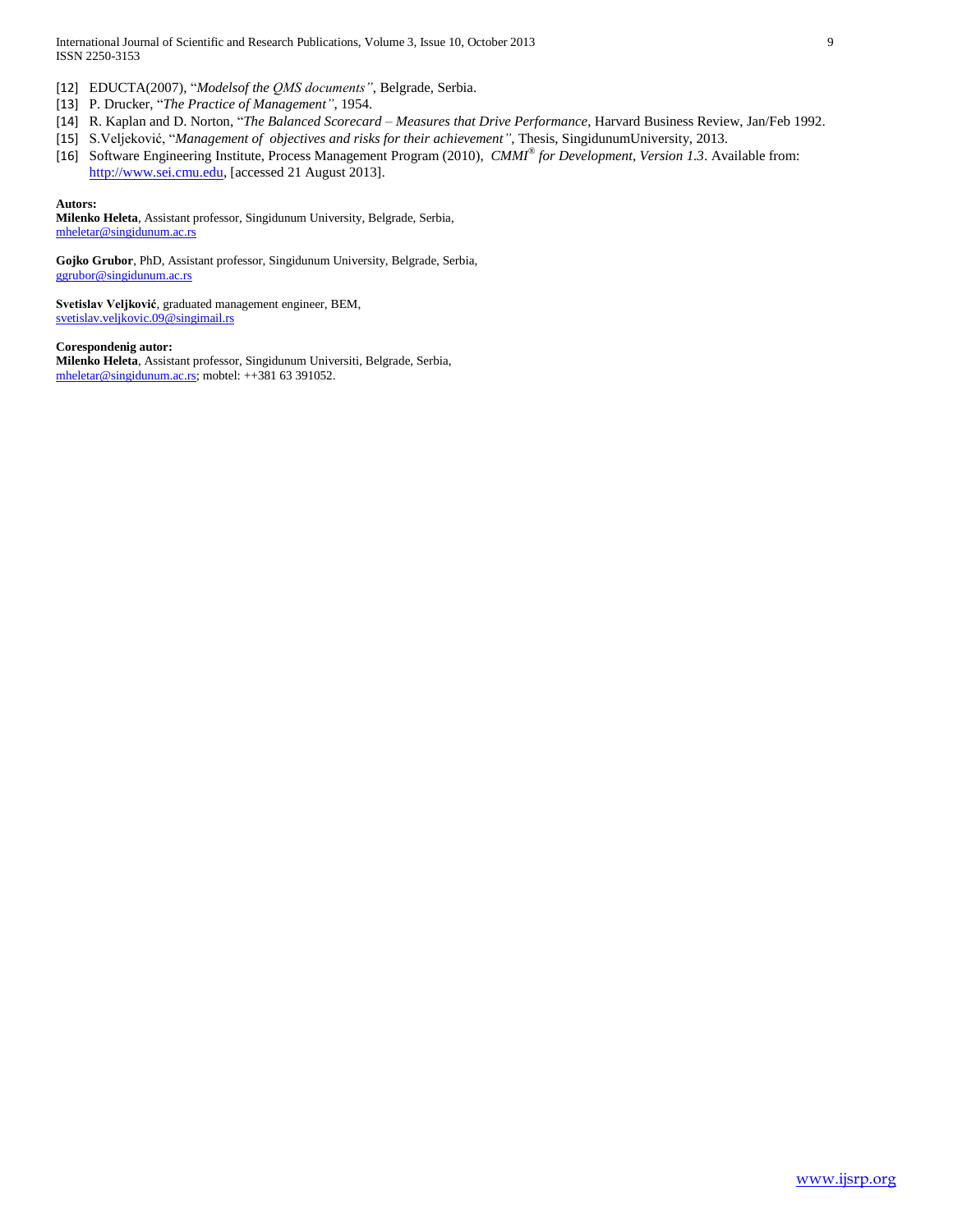[12] EDUCTA(2007), "*Modelsof the QMS documents"*, Belgrade, Serbia.
[13] P. Drucker, "*The Practice of Management"*, 1954.
[14] R. Kaplan and D. Norton, "*The Balanced Scorecard – Measures that Drive Performance*, Harvard Business Review, Jan/Feb 1992.
[15] S.Veljeković, "*Management of objectives and risks for their achievement"*, Thesis, SingidunumUniversity, 2013.
[16] Software Engineering Institute, Process Management Program (2010), *CMMI® for Development, Version 1.3*. Available from: http://www.sei.cmu.edu, [accessed 21 August 2013].

**Autors:**
**Milenko Heleta**, Assistant professor, Singidunum University, Belgrade, Serbia,
mheletar@singidunum.ac.rs

**Gojko Grubor**, PhD, Assistant professor, Singidunum University, Belgrade, Serbia,
ggrubor@singidunum.ac.rs

**Svetislav Veljković**, graduated management engineer, BEM,
svetislav.veljkovic.09@singimail.rs

**Corespondenig autor:**
**Milenko Heleta**, Assistant professor, Singidunum Universiti, Belgrade, Serbia,
mheletar@singidunum.ac.rs; mobtel: ++381 63 391052.